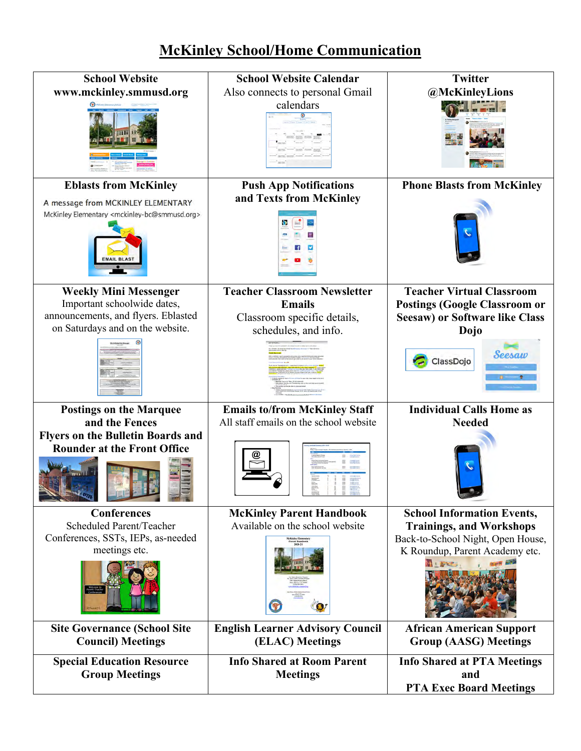# McKinley School/Home Communication

| | | |
|---|---|---|
| **School Website**<br>**www.mckinley.smmusd.org** | **School Website Calendar**<br>Also connects to personal Gmail calendars | **Twitter**<br>**@McKinleyLions** |
| **Eblasts from McKinley**<br>A message from MCKINLEY ELEMENTARY<br>McKinley Elementary <mckinley-bc@smmusd.org><br>EMAIL BLAST | **Push App Notifications and Texts from McKinley** | **Phone Blasts from McKinley** |
| **Weekly Mini Messenger**<br>Important schoolwide dates, announcements, and flyers. Eblasted on Saturdays and on the website. | **Teacher Classroom Newsletter Emails**<br>Classroom specific details, schedules, and info. | **Teacher Virtual Classroom Postings (Google Classroom or Seesaw) or Software like Class Dojo**<br>ClassDojo<br>Seesaw |
| **Postings on the Marquee and the Fences**<br>**Flyers on the Bulletin Boards and Rounder at the Front Office** | **Emails to/from McKinley Staff**<br>All staff emails on the school website | **Individual Calls Home as Needed** |
| **Conferences**<br>Scheduled Parent/Teacher Conferences, SSTs, IEPs, as-needed meetings etc. | **McKinley Parent Handbook**<br>Available on the school website | **School Information Events, Trainings, and Workshops**<br>Back-to-School Night, Open House, K Roundup, Parent Academy etc. |
| **Site Governance (School Site Council) Meetings** | **English Learner Advisory Council (ELAC) Meetings** | **African American Support Group (AASG) Meetings** |
| **Special Education Resource Group Meetings** | **Info Shared at Room Parent Meetings** | **Info Shared at PTA Meetings and PTA Exec Board Meetings** |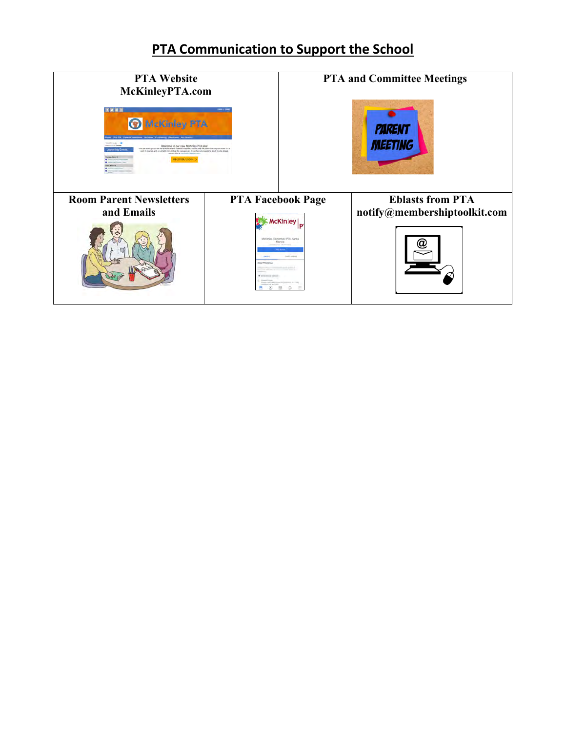# PTA Communication to Support the School

| | | |
|---|---|---|
| **PTA Website**<br>**McKinleyPTA.com** | **PTA and Committee Meetings** | |
| **Room Parent Newsletters and Emails** | **PTA Facebook Page** | **Eblasts from PTA**<br>**notify@membershiptoolkit.com** |